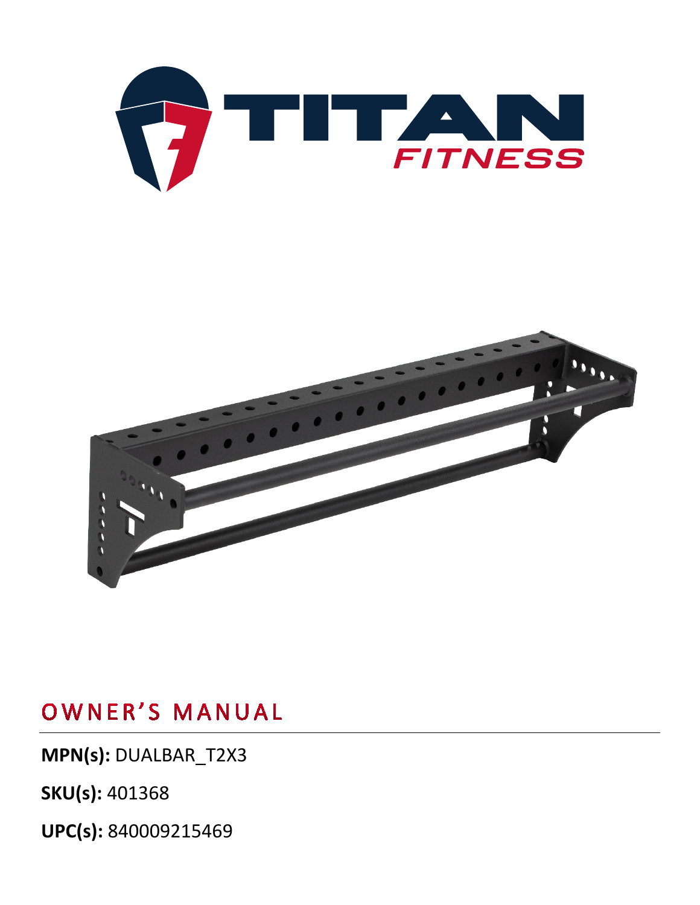# OWNER'S MANUAL

**MPN(s):** DUALBAR_T2X3

**SKU(s):** 401368

**UPC(s):** 840009215469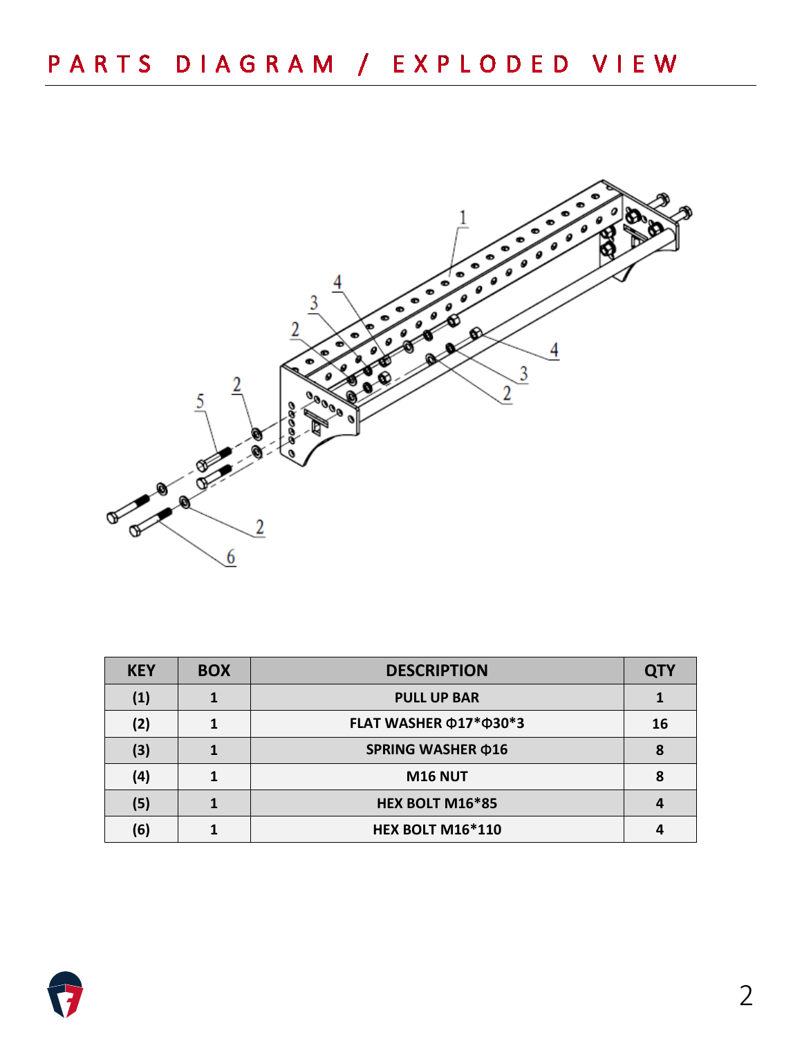# PARTS DIAGRAM / EXPLODED VIEW

| KEY | BOX | DESCRIPTION | QTY |
|---|---|---|---|
| (1) | 1 | PULL UP BAR | 1 |
| (2) | 1 | FLAT WASHER Φ17*Φ30*3 | 16 |
| (3) | 1 | SPRING WASHER Φ16 | 8 |
| (4) | 1 | M16 NUT | 8 |
| (5) | 1 | HEX BOLT M16*85 | 4 |
| (6) | 1 | HEX BOLT M16*110 | 4 |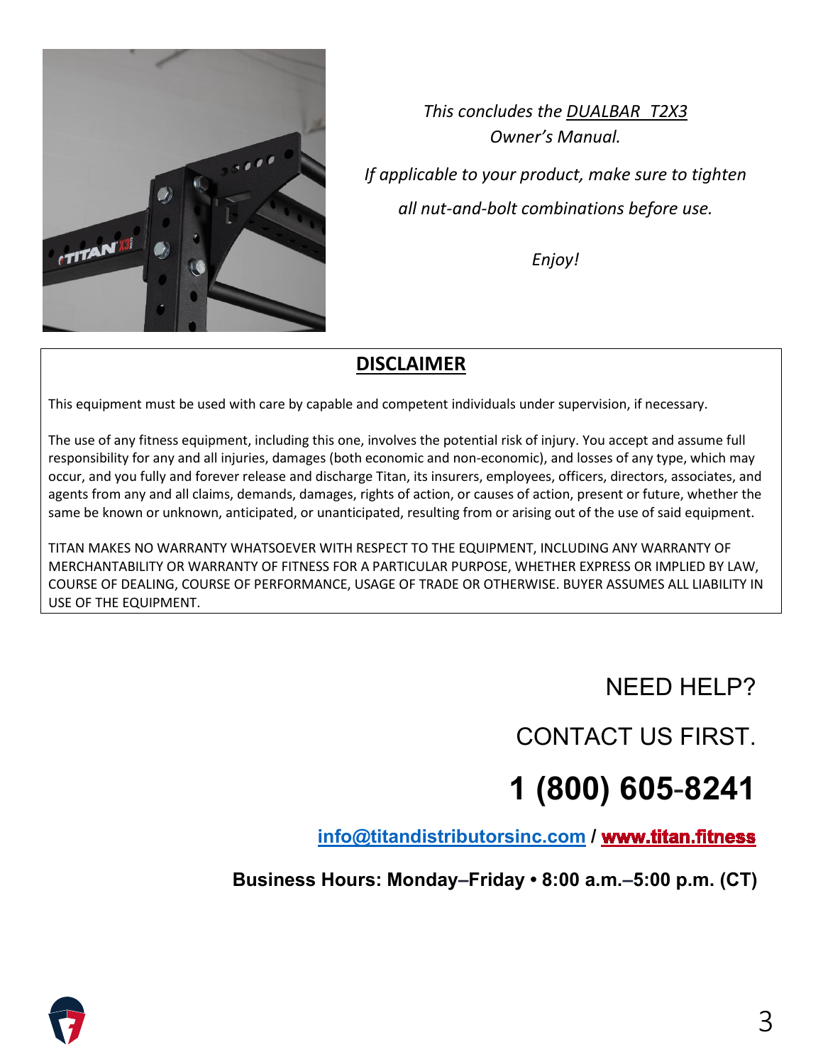*This concludes the DUALBAR T2X3 Owner's Manual.*

*If applicable to your product, make sure to tighten all nut-and-bolt combinations before use.*

*Enjoy!*

## DISCLAIMER

This equipment must be used with care by capable and competent individuals under supervision, if necessary.

The use of any fitness equipment, including this one, involves the potential risk of injury. You accept and assume full responsibility for any and all injuries, damages (both economic and non-economic), and losses of any type, which may occur, and you fully and forever release and discharge Titan, its insurers, employees, officers, directors, associates, and agents from any and all claims, demands, damages, rights of action, or causes of action, present or future, whether the same be known or unknown, anticipated, or unanticipated, resulting from or arising out of the use of said equipment.

TITAN MAKES NO WARRANTY WHATSOEVER WITH RESPECT TO THE EQUIPMENT, INCLUDING ANY WARRANTY OF MERCHANTABILITY OR WARRANTY OF FITNESS FOR A PARTICULAR PURPOSE, WHETHER EXPRESS OR IMPLIED BY LAW, COURSE OF DEALING, COURSE OF PERFORMANCE, USAGE OF TRADE OR OTHERWISE. BUYER ASSUMES ALL LIABILITY IN USE OF THE EQUIPMENT.

NEED HELP?

CONTACT US FIRST.

**1 (800) 605-8241**

**info@titandistributorsinc.com / www.titan.fitness**

**Business Hours: Monday–Friday • 8:00 a.m.–5:00 p.m. (CT)**